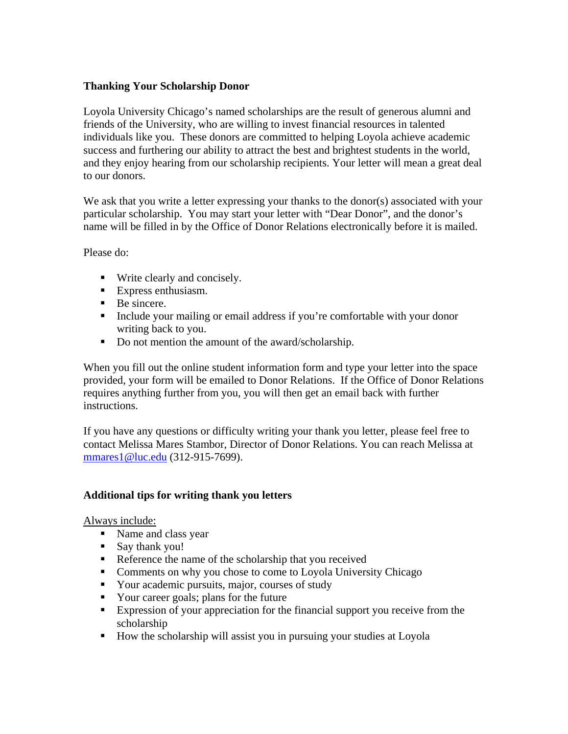**Thanking Your Scholarship Donor**

Loyola University Chicago's named scholarships are the result of generous alumni and friends of the University, who are willing to invest financial resources in talented individuals like you. These donors are committed to helping Loyola achieve academic success and furthering our ability to attract the best and brightest students in the world, and they enjoy hearing from our scholarship recipients. Your letter will mean a great deal to our donors.

We ask that you write a letter expressing your thanks to the donor(s) associated with your particular scholarship. You may start your letter with "Dear Donor", and the donor's name will be filled in by the Office of Donor Relations electronically before it is mailed.

Please do:

- Write clearly and concisely.
- Express enthusiasm.
- Be sincere.
- Include your mailing or email address if you're comfortable with your donor writing back to you.
- Do not mention the amount of the award/scholarship.

When you fill out the online student information form and type your letter into the space provided, your form will be emailed to Donor Relations. If the Office of Donor Relations requires anything further from you, you will then get an email back with further instructions.

If you have any questions or difficulty writing your thank you letter, please feel free to contact Melissa Mares Stambor, Director of Donor Relations. You can reach Melissa at mmares1@luc.edu (312-915-7699).

**Additional tips for writing thank you letters**

<u>Always include:</u>

- Name and class year
- Say thank you!
- Reference the name of the scholarship that you received
- Comments on why you chose to come to Loyola University Chicago
- Your academic pursuits, major, courses of study
- Your career goals; plans for the future
- Expression of your appreciation for the financial support you receive from the scholarship
- How the scholarship will assist you in pursuing your studies at Loyola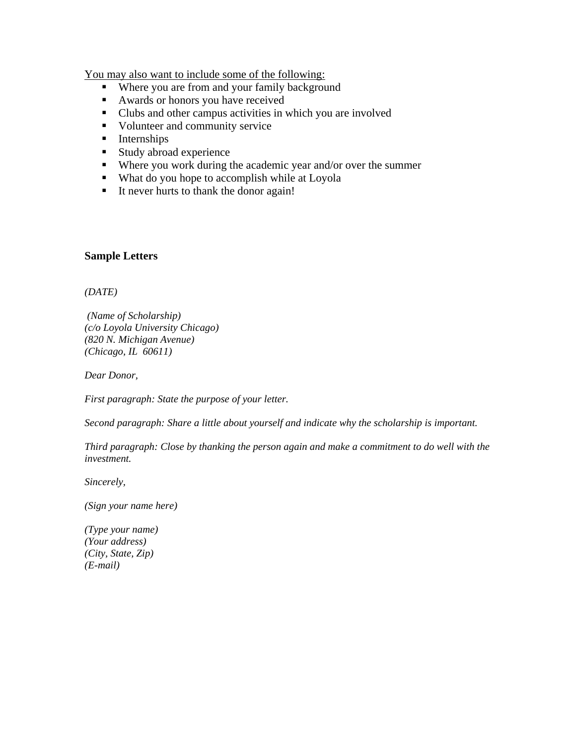<u>You may also want to include some of the following:</u>

- Where you are from and your family background
- Awards or honors you have received
- Clubs and other campus activities in which you are involved
- Volunteer and community service
- Internships
- Study abroad experience
- Where you work during the academic year and/or over the summer
- What do you hope to accomplish while at Loyola
- It never hurts to thank the donor again!

**Sample Letters**

*(DATE)*

*(Name of Scholarship)*
*(c/o Loyola University Chicago)*
*(820 N. Michigan Avenue)*
*(Chicago, IL 60611)*

*Dear Donor,*

*First paragraph: State the purpose of your letter.*

*Second paragraph: Share a little about yourself and indicate why the scholarship is important.*

*Third paragraph: Close by thanking the person again and make a commitment to do well with the investment.*

*Sincerely,*

*(Sign your name here)*

*(Type your name)*
*(Your address)*
*(City, State, Zip)*
*(E-mail)*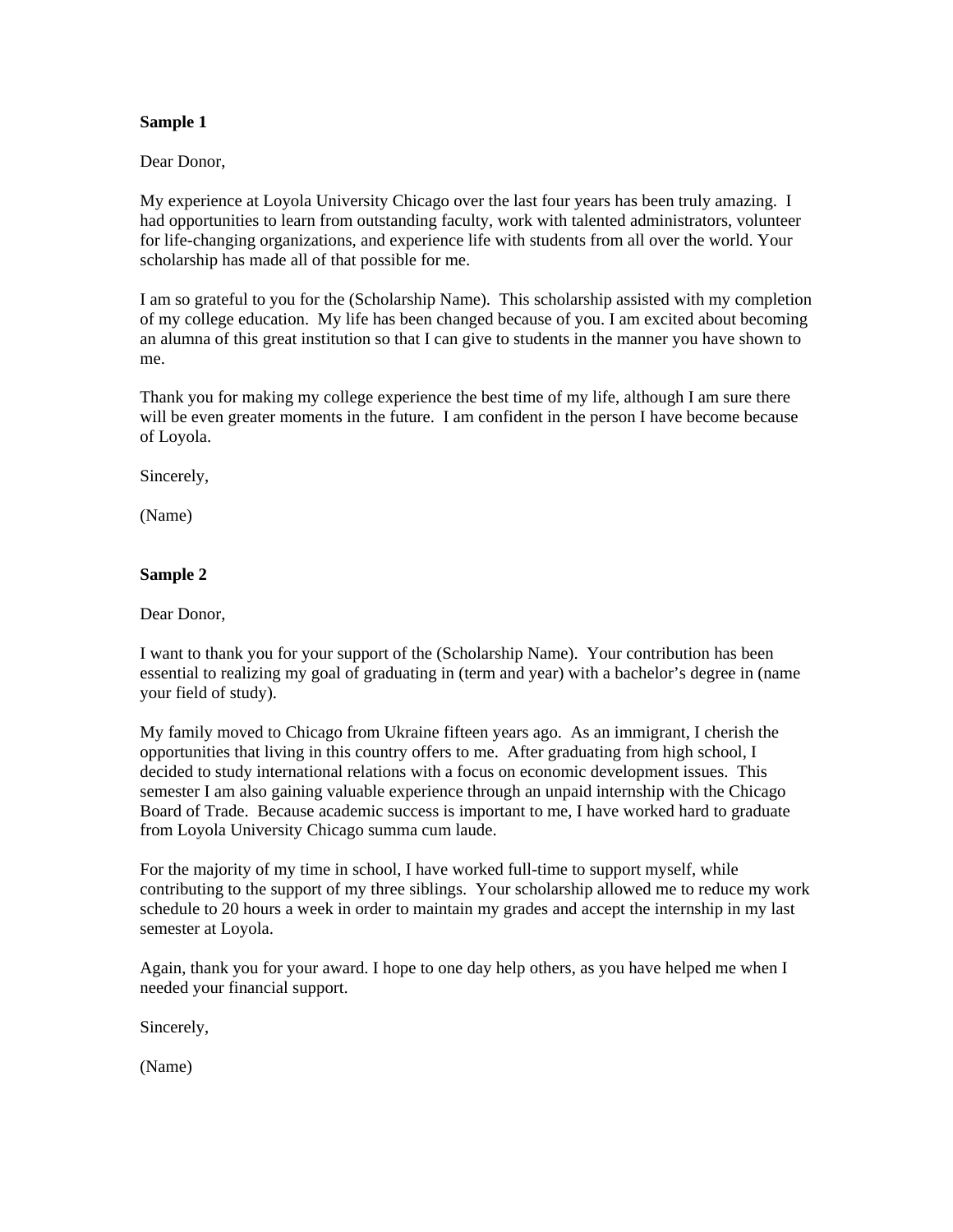**Sample 1**

Dear Donor,

My experience at Loyola University Chicago over the last four years has been truly amazing. I had opportunities to learn from outstanding faculty, work with talented administrators, volunteer for life-changing organizations, and experience life with students from all over the world. Your scholarship has made all of that possible for me.

I am so grateful to you for the (Scholarship Name). This scholarship assisted with my completion of my college education. My life has been changed because of you. I am excited about becoming an alumna of this great institution so that I can give to students in the manner you have shown to me.

Thank you for making my college experience the best time of my life, although I am sure there will be even greater moments in the future. I am confident in the person I have become because of Loyola.

Sincerely,

(Name)

**Sample 2**

Dear Donor,

I want to thank you for your support of the (Scholarship Name). Your contribution has been essential to realizing my goal of graduating in (term and year) with a bachelor's degree in (name your field of study).

My family moved to Chicago from Ukraine fifteen years ago. As an immigrant, I cherish the opportunities that living in this country offers to me. After graduating from high school, I decided to study international relations with a focus on economic development issues. This semester I am also gaining valuable experience through an unpaid internship with the Chicago Board of Trade. Because academic success is important to me, I have worked hard to graduate from Loyola University Chicago summa cum laude.

For the majority of my time in school, I have worked full-time to support myself, while contributing to the support of my three siblings. Your scholarship allowed me to reduce my work schedule to 20 hours a week in order to maintain my grades and accept the internship in my last semester at Loyola.

Again, thank you for your award. I hope to one day help others, as you have helped me when I needed your financial support.

Sincerely,

(Name)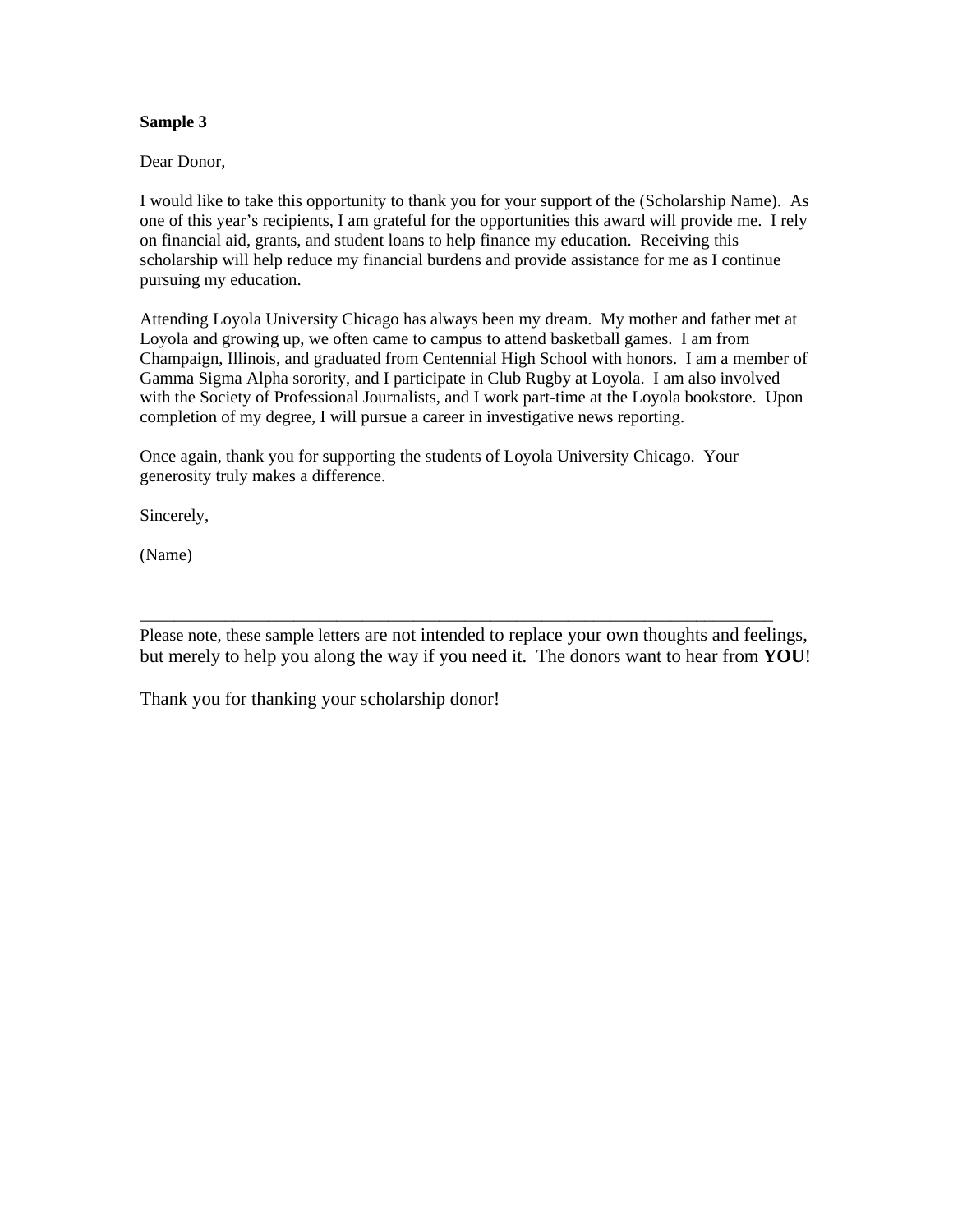**Sample 3**

Dear Donor,

I would like to take this opportunity to thank you for your support of the (Scholarship Name). As one of this year's recipients, I am grateful for the opportunities this award will provide me. I rely on financial aid, grants, and student loans to help finance my education. Receiving this scholarship will help reduce my financial burdens and provide assistance for me as I continue pursuing my education.

Attending Loyola University Chicago has always been my dream. My mother and father met at Loyola and growing up, we often came to campus to attend basketball games. I am from Champaign, Illinois, and graduated from Centennial High School with honors. I am a member of Gamma Sigma Alpha sorority, and I participate in Club Rugby at Loyola. I am also involved with the Society of Professional Journalists, and I work part-time at the Loyola bookstore. Upon completion of my degree, I will pursue a career in investigative news reporting.

Once again, thank you for supporting the students of Loyola University Chicago. Your generosity truly makes a difference.

Sincerely,

(Name)

---

Please note, these sample letters are not intended to replace your own thoughts and feelings, but merely to help you along the way if you need it. The donors want to hear from **YOU**!

Thank you for thanking your scholarship donor!